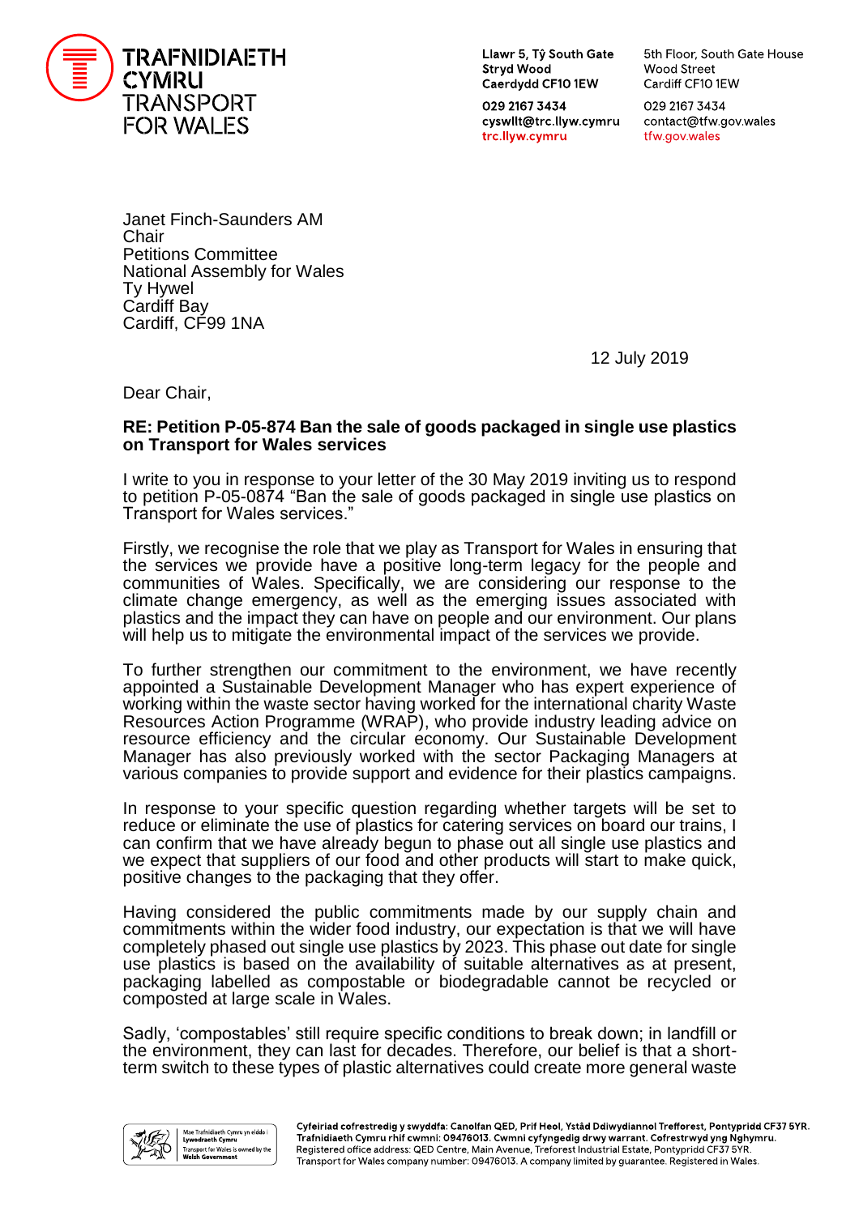**TRAFNIDIAETH CYMRU TRANSPORT FOR WALES**

Llawr 5, Tŷ South Gate
Stryd Wood
Caerdydd CF10 1EW

029 2167 3434
cyswllt@trc.llyw.cymru
trc.llyw.cymru

5th Floor, South Gate House
Wood Street
Cardiff CF10 1EW

029 2167 3434
contact@tfw.gov.wales
tfw.gov.wales

Janet Finch-Saunders AM
Chair
Petitions Committee
National Assembly for Wales
Ty Hywel
Cardiff Bay
Cardiff, CF99 1NA

12 July 2019

Dear Chair,

**RE: Petition P-05-874 Ban the sale of goods packaged in single use plastics on Transport for Wales services**

I write to you in response to your letter of the 30 May 2019 inviting us to respond to petition P-05-0874 "Ban the sale of goods packaged in single use plastics on Transport for Wales services."

Firstly, we recognise the role that we play as Transport for Wales in ensuring that the services we provide have a positive long-term legacy for the people and communities of Wales. Specifically, we are considering our response to the climate change emergency, as well as the emerging issues associated with plastics and the impact they can have on people and our environment. Our plans will help us to mitigate the environmental impact of the services we provide.

To further strengthen our commitment to the environment, we have recently appointed a Sustainable Development Manager who has expert experience of working within the waste sector having worked for the international charity Waste Resources Action Programme (WRAP), who provide industry leading advice on resource efficiency and the circular economy. Our Sustainable Development Manager has also previously worked with the sector Packaging Managers at various companies to provide support and evidence for their plastics campaigns.

In response to your specific question regarding whether targets will be set to reduce or eliminate the use of plastics for catering services on board our trains, I can confirm that we have already begun to phase out all single use plastics and we expect that suppliers of our food and other products will start to make quick, positive changes to the packaging that they offer.

Having considered the public commitments made by our supply chain and commitments within the wider food industry, our expectation is that we will have completely phased out single use plastics by 2023. This phase out date for single use plastics is based on the availability of suitable alternatives as at present, packaging labelled as compostable or biodegradable cannot be recycled or composted at large scale in Wales.

Sadly, 'compostables' still require specific conditions to break down; in landfill or the environment, they can last for decades. Therefore, our belief is that a short-term switch to these types of plastic alternatives could create more general waste

Mae Trafnidiaeth Cymru yn eiddo i Lywodraeth Cymru
Transport for Wales is owned by the Welsh Government

Cyfeiriad cofrestredig y swyddfa: Canolfan QED, Prif Heol, Ystâd Ddiwydiannol Trefforest, Pontypridd CF37 5YR. Trafnidiaeth Cymru rhif cwmni: 09476013. Cwmni cyfyngedig drwy warrant. Cofrestrwyd yng Nghymru.
Registered office address: QED Centre, Main Avenue, Treforest Industrial Estate, Pontypridd CF37 5YR. Transport for Wales company number: 09476013. A company limited by guarantee. Registered in Wales.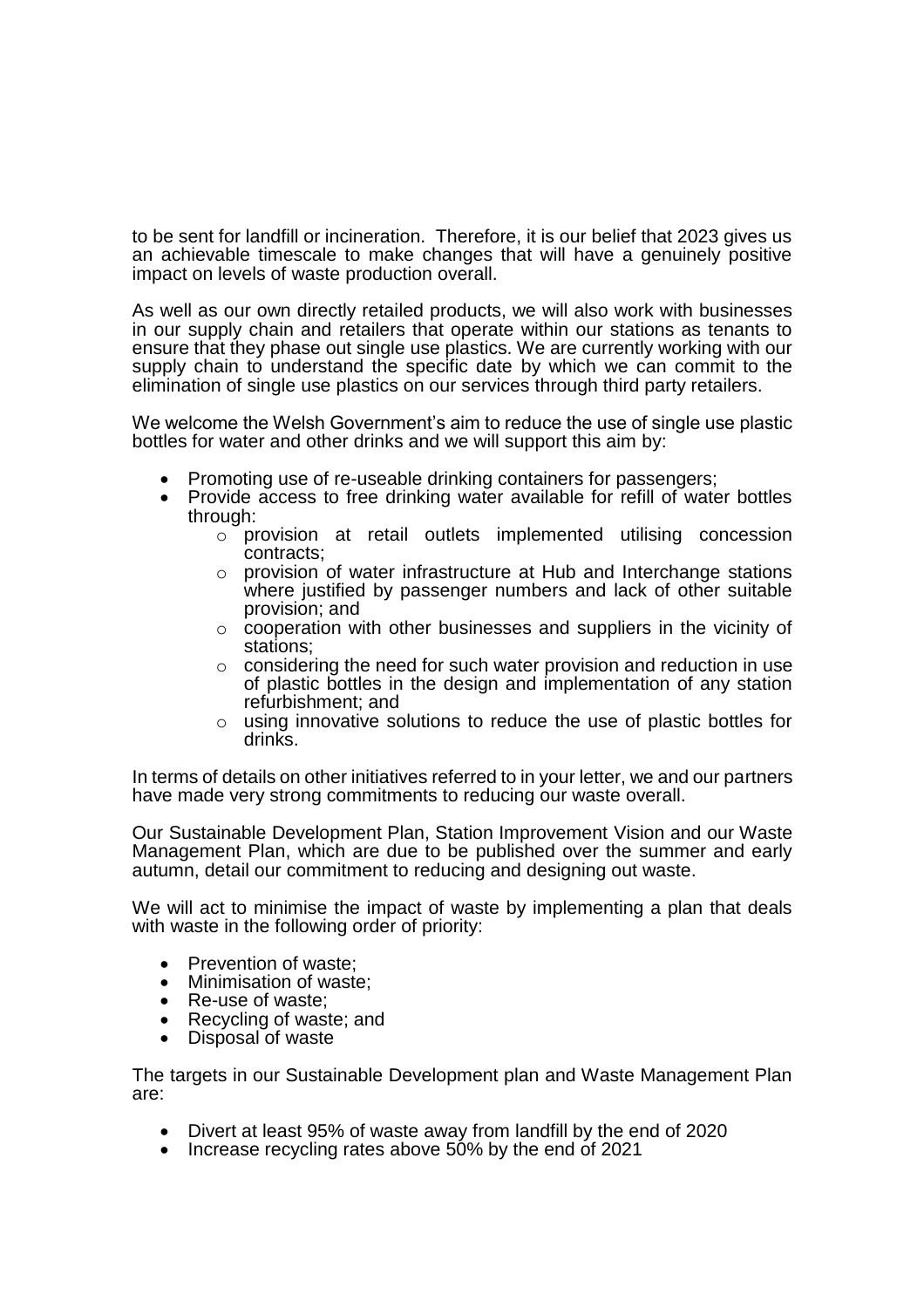to be sent for landfill or incineration. Therefore, it is our belief that 2023 gives us an achievable timescale to make changes that will have a genuinely positive impact on levels of waste production overall.

As well as our own directly retailed products, we will also work with businesses in our supply chain and retailers that operate within our stations as tenants to ensure that they phase out single use plastics. We are currently working with our supply chain to understand the specific date by which we can commit to the elimination of single use plastics on our services through third party retailers.

We welcome the Welsh Government's aim to reduce the use of single use plastic bottles for water and other drinks and we will support this aim by:

- Promoting use of re-useable drinking containers for passengers;
- Provide access to free drinking water available for refill of water bottles through:
  - provision at retail outlets implemented utilising concession contracts;
  - provision of water infrastructure at Hub and Interchange stations where justified by passenger numbers and lack of other suitable provision; and
  - cooperation with other businesses and suppliers in the vicinity of stations;
  - considering the need for such water provision and reduction in use of plastic bottles in the design and implementation of any station refurbishment; and
  - using innovative solutions to reduce the use of plastic bottles for drinks.

In terms of details on other initiatives referred to in your letter, we and our partners have made very strong commitments to reducing our waste overall.

Our Sustainable Development Plan, Station Improvement Vision and our Waste Management Plan, which are due to be published over the summer and early autumn, detail our commitment to reducing and designing out waste.

We will act to minimise the impact of waste by implementing a plan that deals with waste in the following order of priority:

- Prevention of waste;
- Minimisation of waste;
- Re-use of waste;
- Recycling of waste; and
- Disposal of waste

The targets in our Sustainable Development plan and Waste Management Plan are:

- Divert at least 95% of waste away from landfill by the end of 2020
- Increase recycling rates above 50% by the end of 2021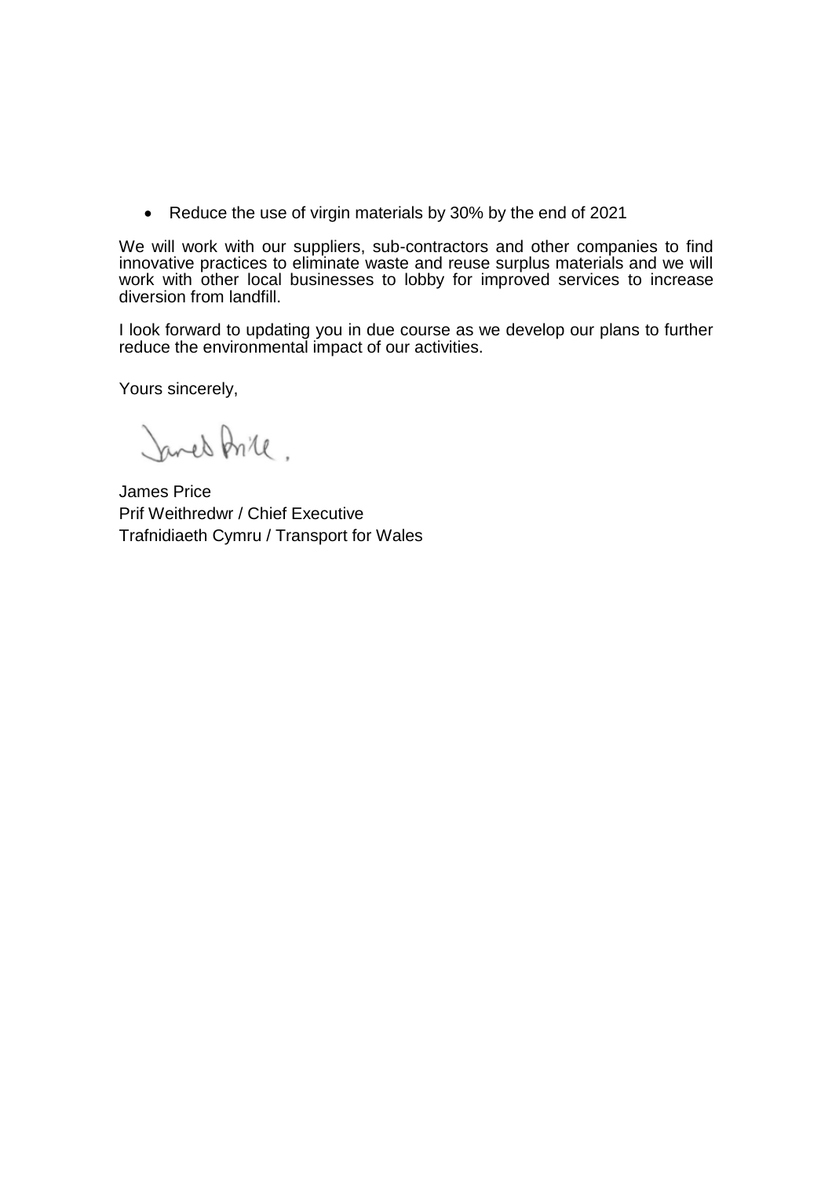- Reduce the use of virgin materials by 30% by the end of 2021

We will work with our suppliers, sub-contractors and other companies to find innovative practices to eliminate waste and reuse surplus materials and we will work with other local businesses to lobby for improved services to increase diversion from landfill.

I look forward to updating you in due course as we develop our plans to further reduce the environmental impact of our activities.

Yours sincerely,

James Price
Prif Weithredwr / Chief Executive
Trafnidiaeth Cymru / Transport for Wales